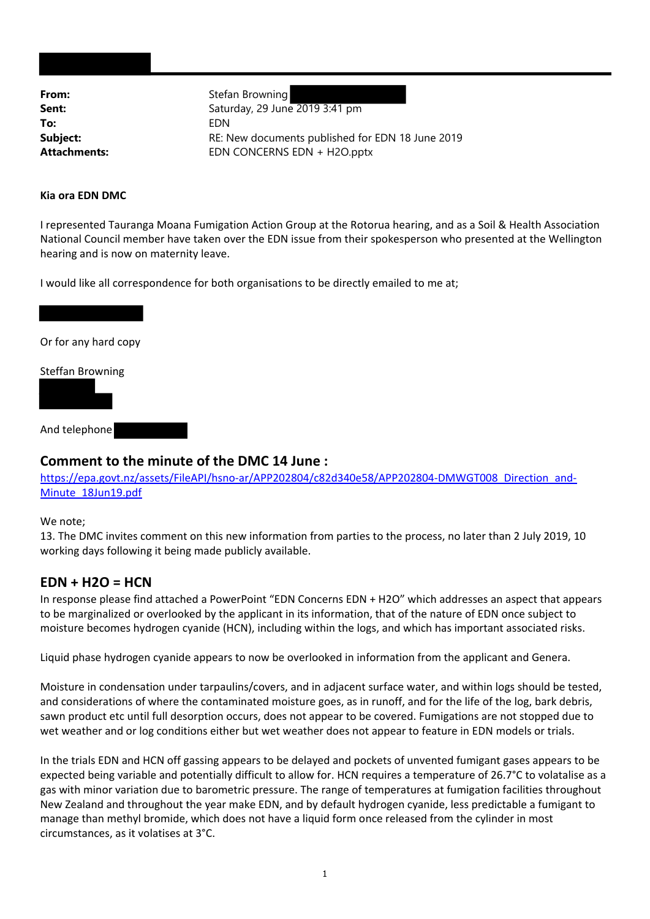| | |
|---|---|
| **From:** | Stefan Browning |
| **Sent:** | Saturday, 29 June 2019 3:41 pm |
| **To:** | EDN |
| **Subject:** | RE: New documents published for EDN 18 June 2019 |
| **Attachments:** | EDN CONCERNS EDN + H2O.pptx |

**Kia ora EDN DMC**

I represented Tauranga Moana Fumigation Action Group at the Rotorua hearing, and as a Soil & Health Association National Council member have taken over the EDN issue from their spokesperson who presented at the Wellington hearing and is now on maternity leave.

I would like all correspondence for both organisations to be directly emailed to me at;

Or for any hard copy

Steffan Browning

And telephone

## Comment to the minute of the DMC 14 June :

[https://epa.govt.nz/assets/FileAPI/hsno-ar/APP202804/c82d340e58/APP202804-DMWGT008_Direction_and-Minute_18Jun19.pdf](https://epa.govt.nz/assets/FileAPI/hsno-ar/APP202804/c82d340e58/APP202804-DMWGT008_Direction_and-Minute_18Jun19.pdf)

We note;

13. The DMC invites comment on this new information from parties to the process, no later than 2 July 2019, 10 working days following it being made publicly available.

## EDN + H2O = HCN

In response please find attached a PowerPoint "EDN Concerns EDN + H2O" which addresses an aspect that appears to be marginalized or overlooked by the applicant in its information, that of the nature of EDN once subject to moisture becomes hydrogen cyanide (HCN), including within the logs, and which has important associated risks.

Liquid phase hydrogen cyanide appears to now be overlooked in information from the applicant and Genera.

Moisture in condensation under tarpaulins/covers, and in adjacent surface water, and within logs should be tested, and considerations of where the contaminated moisture goes, as in runoff, and for the life of the log, bark debris, sawn product etc until full desorption occurs, does not appear to be covered. Fumigations are not stopped due to wet weather and or log conditions either but wet weather does not appear to feature in EDN models or trials.

In the trials EDN and HCN off gassing appears to be delayed and pockets of unvented fumigant gases appears to be expected being variable and potentially difficult to allow for. HCN requires a temperature of 26.7°C to volatalise as a gas with minor variation due to barometric pressure. The range of temperatures at fumigation facilities throughout New Zealand and throughout the year make EDN, and by default hydrogen cyanide, less predictable a fumigant to manage than methyl bromide, which does not have a liquid form once released from the cylinder in most circumstances, as it volatises at 3°C.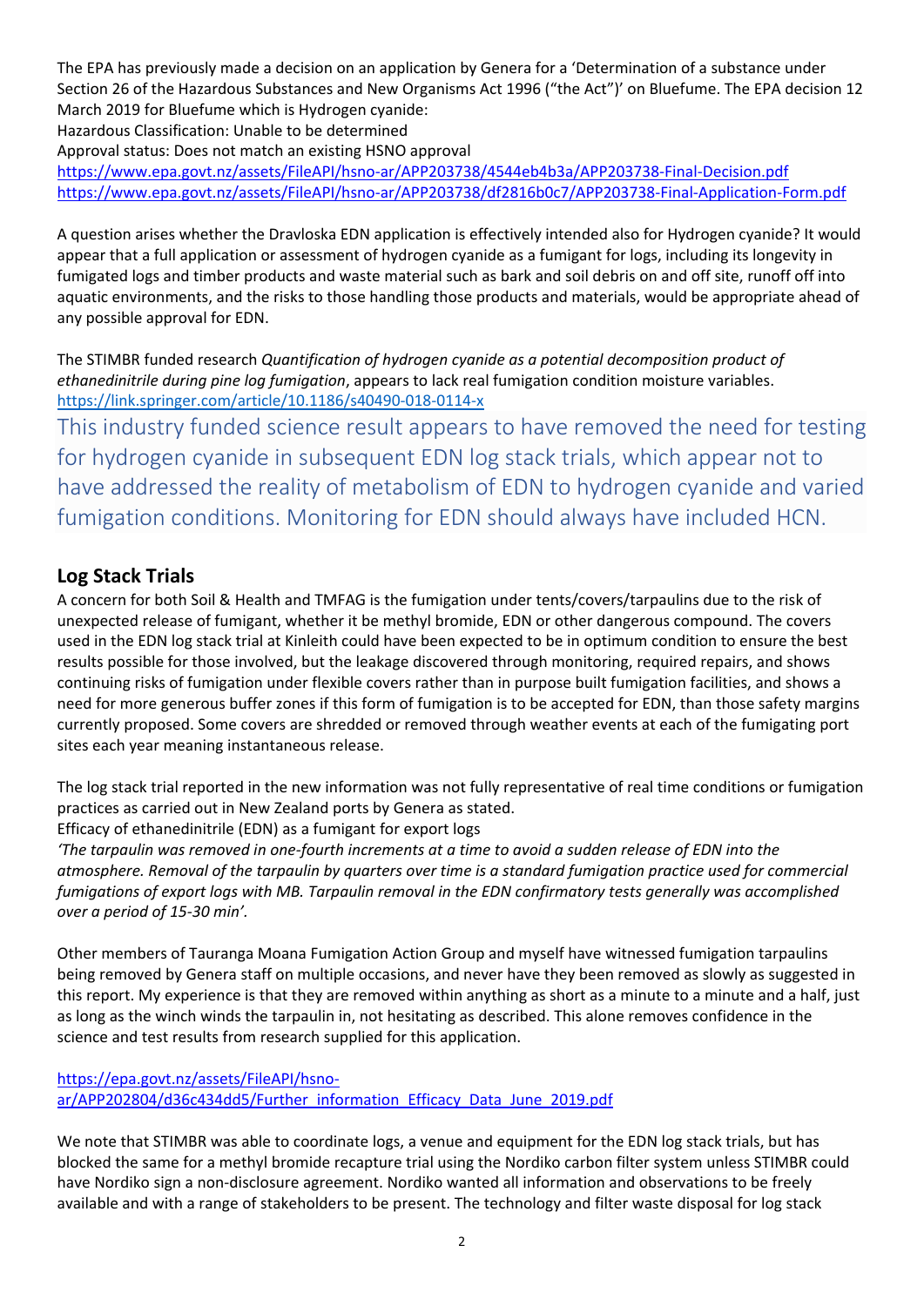The EPA has previously made a decision on an application by Genera for a 'Determination of a substance under Section 26 of the Hazardous Substances and New Organisms Act 1996 ("the Act")' on Bluefume. The EPA decision 12 March 2019 for Bluefume which is Hydrogen cyanide:

Hazardous Classification: Unable to be determined

Approval status: Does not match an existing HSNO approval

https://www.epa.govt.nz/assets/FileAPI/hsno-ar/APP203738/4544eb4b3a/APP203738-Final-Decision.pdf
https://www.epa.govt.nz/assets/FileAPI/hsno-ar/APP203738/df2816b0c7/APP203738-Final-Application-Form.pdf

A question arises whether the Dravloska EDN application is effectively intended also for Hydrogen cyanide? It would appear that a full application or assessment of hydrogen cyanide as a fumigant for logs, including its longevity in fumigated logs and timber products and waste material such as bark and soil debris on and off site, runoff off into aquatic environments, and the risks to those handling those products and materials, would be appropriate ahead of any possible approval for EDN.

The STIMBR funded research *Quantification of hydrogen cyanide as a potential decomposition product of ethanedinitrile during pine log fumigation*, appears to lack real fumigation condition moisture variables.
https://link.springer.com/article/10.1186/s40490-018-0114-x

This industry funded science result appears to have removed the need for testing for hydrogen cyanide in subsequent EDN log stack trials, which appear not to have addressed the reality of metabolism of EDN to hydrogen cyanide and varied fumigation conditions. Monitoring for EDN should always have included HCN.

## Log Stack Trials

A concern for both Soil & Health and TMFAG is the fumigation under tents/covers/tarpaulins due to the risk of unexpected release of fumigant, whether it be methyl bromide, EDN or other dangerous compound. The covers used in the EDN log stack trial at Kinleith could have been expected to be in optimum condition to ensure the best results possible for those involved, but the leakage discovered through monitoring, required repairs, and shows continuing risks of fumigation under flexible covers rather than in purpose built fumigation facilities, and shows a need for more generous buffer zones if this form of fumigation is to be accepted for EDN, than those safety margins currently proposed. Some covers are shredded or removed through weather events at each of the fumigating port sites each year meaning instantaneous release.

The log stack trial reported in the new information was not fully representative of real time conditions or fumigation practices as carried out in New Zealand ports by Genera as stated.

Efficacy of ethanedinitrile (EDN) as a fumigant for export logs

*'The tarpaulin was removed in one-fourth increments at a time to avoid a sudden release of EDN into the atmosphere. Removal of the tarpaulin by quarters over time is a standard fumigation practice used for commercial fumigations of export logs with MB. Tarpaulin removal in the EDN confirmatory tests generally was accomplished over a period of 15-30 min'.*

Other members of Tauranga Moana Fumigation Action Group and myself have witnessed fumigation tarpaulins being removed by Genera staff on multiple occasions, and never have they been removed as slowly as suggested in this report. My experience is that they are removed within anything as short as a minute to a minute and a half, just as long as the winch winds the tarpaulin in, not hesitating as described. This alone removes confidence in the science and test results from research supplied for this application.

https://epa.govt.nz/assets/FileAPI/hsno-ar/APP202804/d36c434dd5/Further_information_Efficacy_Data_June_2019.pdf

We note that STIMBR was able to coordinate logs, a venue and equipment for the EDN log stack trials, but has blocked the same for a methyl bromide recapture trial using the Nordiko carbon filter system unless STIMBR could have Nordiko sign a non-disclosure agreement. Nordiko wanted all information and observations to be freely available and with a range of stakeholders to be present. The technology and filter waste disposal for log stack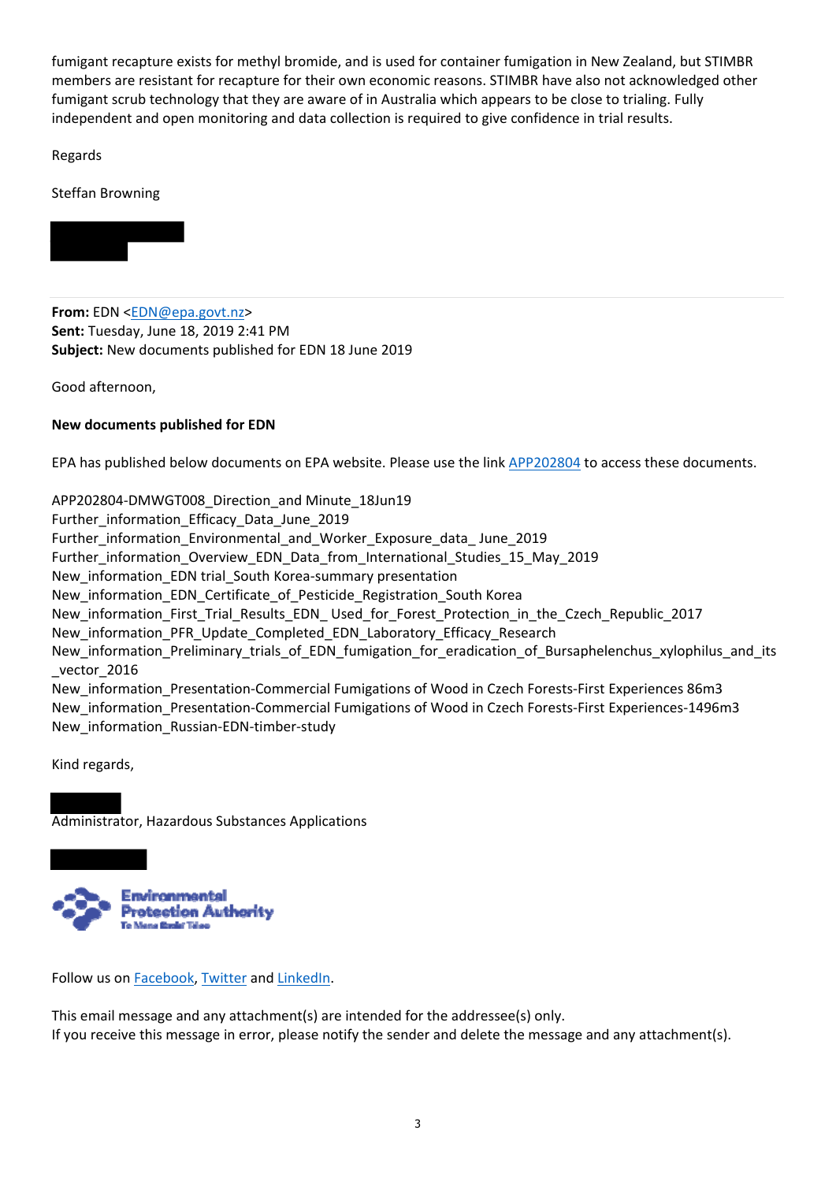fumigant recapture exists for methyl bromide, and is used for container fumigation in New Zealand, but STIMBR members are resistant for recapture for their own economic reasons. STIMBR have also not acknowledged other fumigant scrub technology that they are aware of in Australia which appears to be close to trialing. Fully independent and open monitoring and data collection is required to give confidence in trial results.

Regards

Steffan Browning

**From:** EDN <EDN@epa.govt.nz>
**Sent:** Tuesday, June 18, 2019 2:41 PM
**Subject:** New documents published for EDN 18 June 2019

Good afternoon,

**New documents published for EDN**

EPA has published below documents on EPA website. Please use the link APP202804 to access these documents.

APP202804-DMWGT008_Direction_and Minute_18Jun19
Further_information_Efficacy_Data_June_2019
Further_information_Environmental_and_Worker_Exposure_data_ June_2019
Further_information_Overview_EDN_Data_from_International_Studies_15_May_2019
New_information_EDN trial_South Korea-summary presentation
New_information_EDN_Certificate_of_Pesticide_Registration_South Korea
New_information_First_Trial_Results_EDN_ Used_for_Forest_Protection_in_the_Czech_Republic_2017
New_information_PFR_Update_Completed_EDN_Laboratory_Efficacy_Research
New_information_Preliminary_trials_of_EDN_fumigation_for_eradication_of_Bursaphelenchus_xylophilus_and_its_vector_2016
New_information_Presentation-Commercial Fumigations of Wood in Czech Forests-First Experiences 86m3
New_information_Presentation-Commercial Fumigations of Wood in Czech Forests-First Experiences-1496m3
New_information_Russian-EDN-timber-study

Kind regards,

Administrator, Hazardous Substances Applications

Environmental Protection Authority
Te Mana Rauhī Taiao

Follow us on Facebook, Twitter and LinkedIn.

This email message and any attachment(s) are intended for the addressee(s) only.
If you receive this message in error, please notify the sender and delete the message and any attachment(s).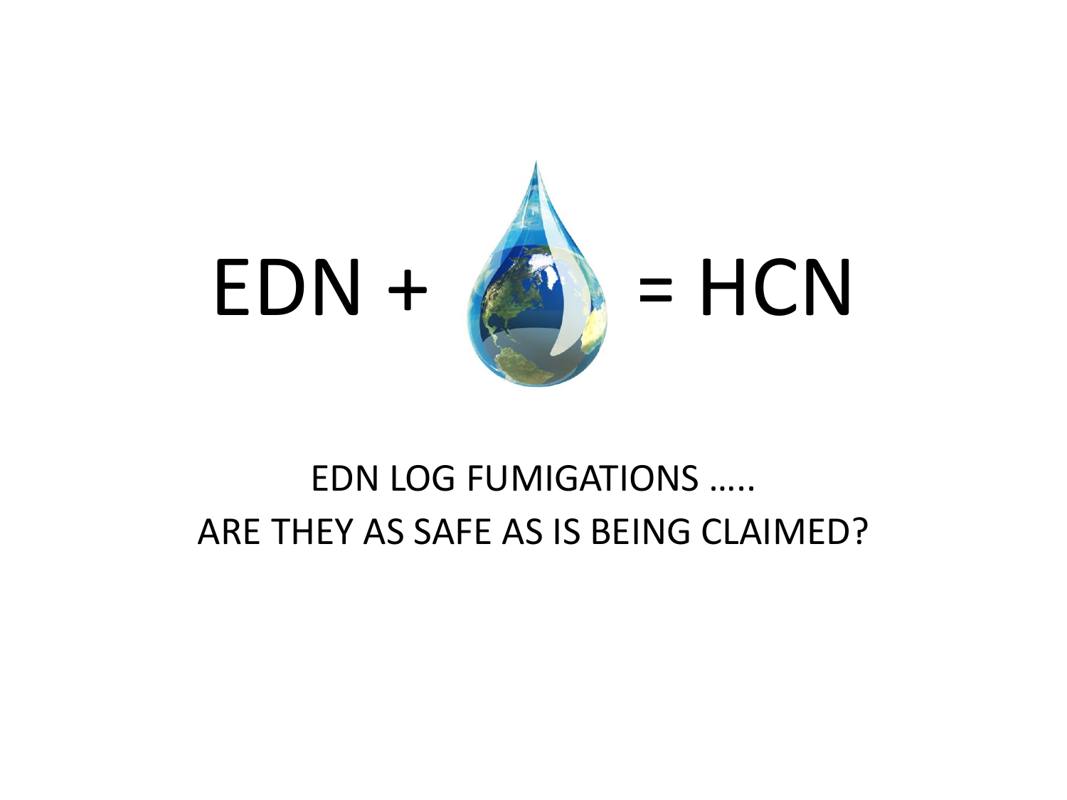EDN + = HCN

EDN LOG FUMIGATIONS …..

ARE THEY AS SAFE AS IS BEING CLAIMED?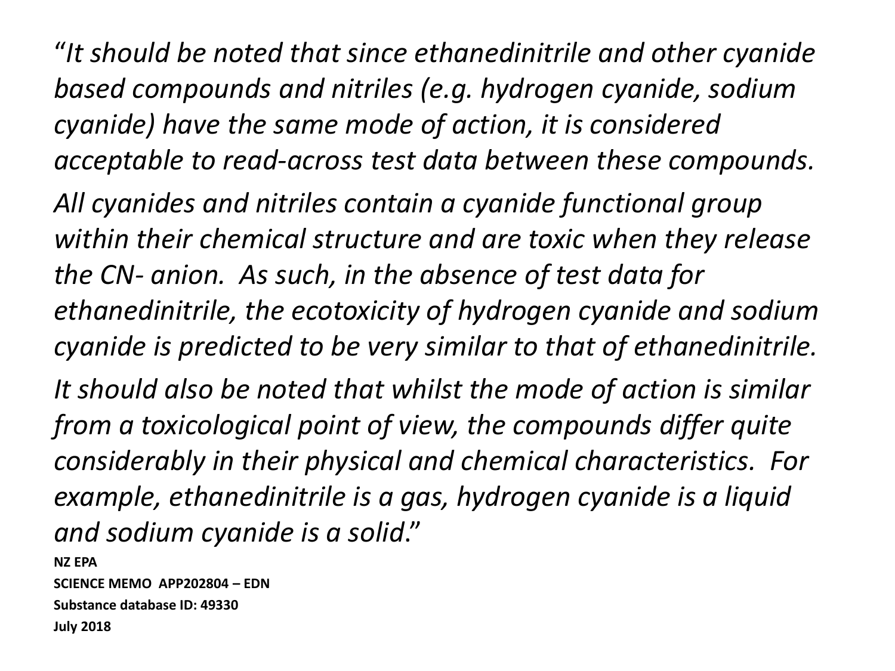*"It should be noted that since ethanedinitrile and other cyanide based compounds and nitriles (e.g. hydrogen cyanide, sodium cyanide) have the same mode of action, it is considered acceptable to read-across test data between these compounds.*

*All cyanides and nitriles contain a cyanide functional group within their chemical structure and are toxic when they release the CN- anion. As such, in the absence of test data for ethanedinitrile, the ecotoxicity of hydrogen cyanide and sodium cyanide is predicted to be very similar to that of ethanedinitrile.*

*It should also be noted that whilst the mode of action is similar from a toxicological point of view, the compounds differ quite considerably in their physical and chemical characteristics. For example, ethanedinitrile is a gas, hydrogen cyanide is a liquid and sodium cyanide is a solid."*

**NZ EPA**

**SCIENCE MEMO APP202804 – EDN**

**Substance database ID: 49330**

**July 2018**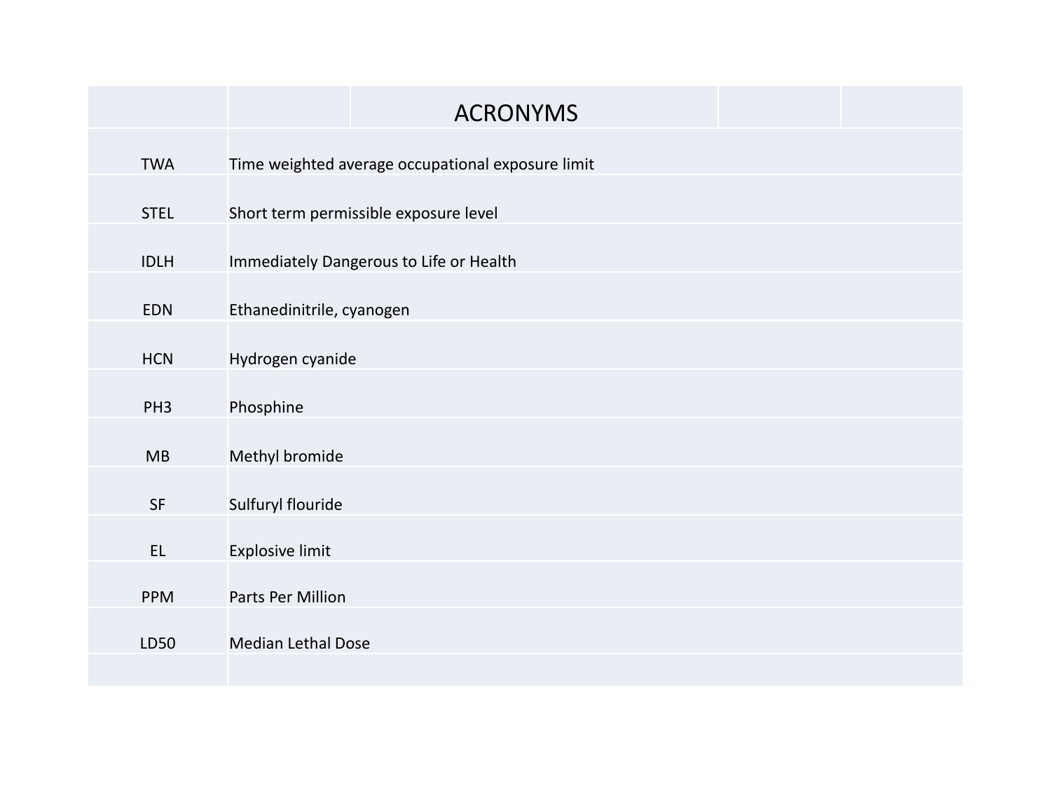| | ACRONYMS |
|---|---|
| TWA | Time weighted average occupational exposure limit |
| STEL | Short term permissible exposure level |
| IDLH | Immediately Dangerous to Life or Health |
| EDN | Ethanedinitrile, cyanogen |
| HCN | Hydrogen cyanide |
| PH3 | Phosphine |
| MB | Methyl bromide |
| SF | Sulfuryl flouride |
| EL | Explosive limit |
| PPM | Parts Per Million |
| LD50 | Median Lethal Dose |
| | |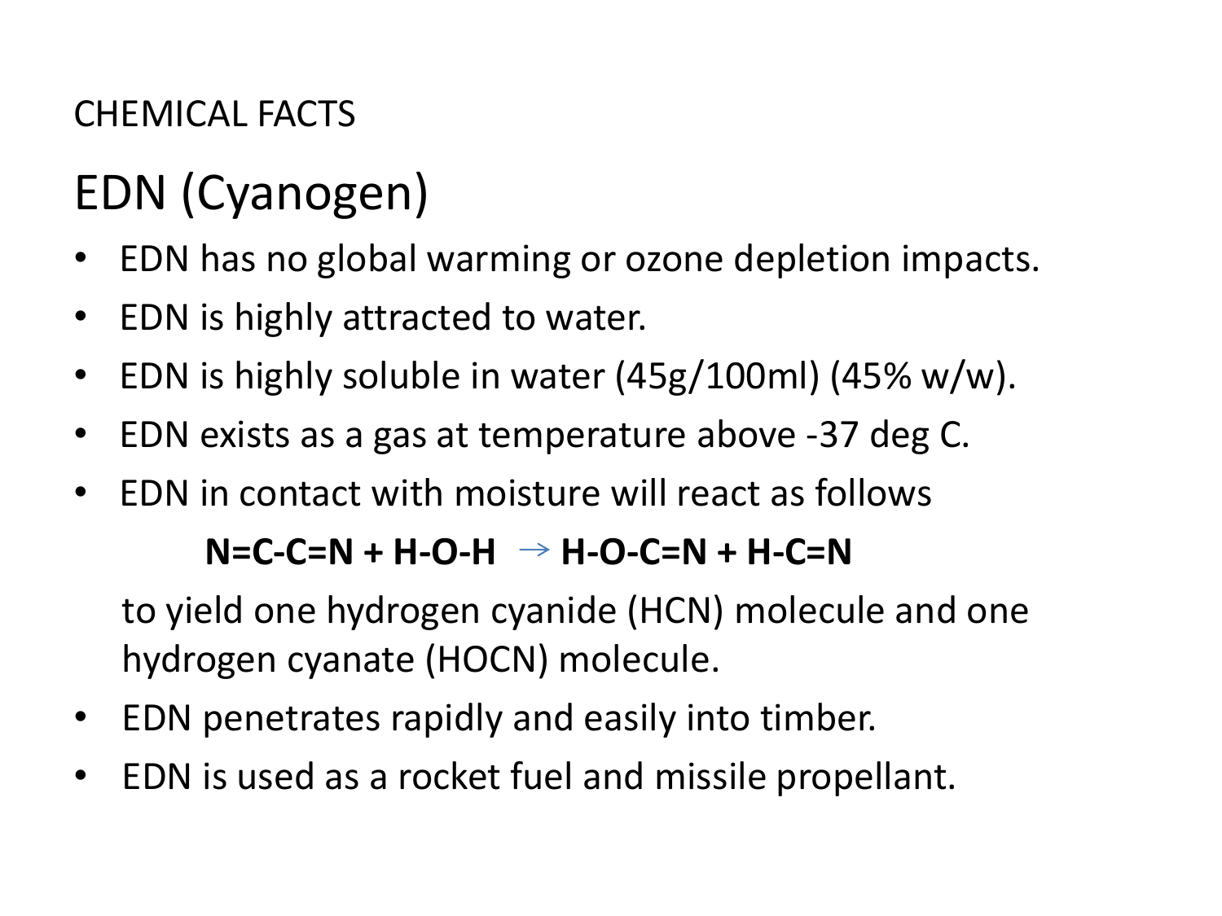CHEMICAL FACTS

# EDN (Cyanogen)

- EDN has no global warming or ozone depletion impacts.
- EDN is highly attracted to water.
- EDN is highly soluble in water (45g/100ml) (45% w/w).
- EDN exists as a gas at temperature above -37 deg C.
- EDN in contact with moisture will react as follows

  **N=C-C=N + H-O-H → H-O-C=N + H-C=N**

  to yield one hydrogen cyanide (HCN) molecule and one hydrogen cyanate (HOCN) molecule.
- EDN penetrates rapidly and easily into timber.
- EDN is used as a rocket fuel and missile propellant.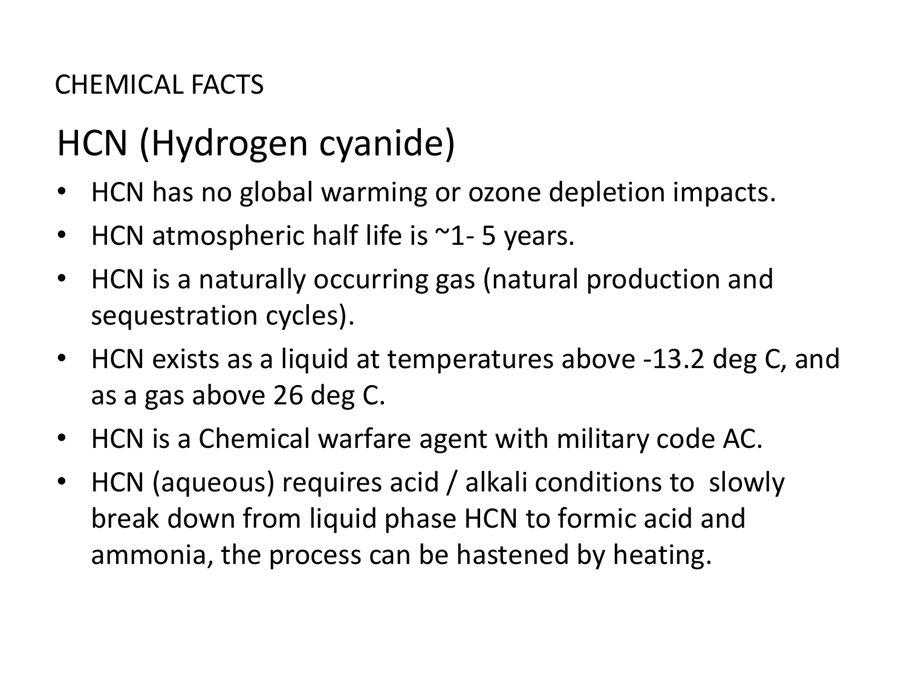CHEMICAL FACTS

# HCN (Hydrogen cyanide)

- HCN has no global warming or ozone depletion impacts.
- HCN atmospheric half life is ~1- 5 years.
- HCN is a naturally occurring gas (natural production and sequestration cycles).
- HCN exists as a liquid at temperatures above -13.2 deg C, and as a gas above 26 deg C.
- HCN is a Chemical warfare agent with military code AC.
- HCN (aqueous) requires acid / alkali conditions to slowly break down from liquid phase HCN to formic acid and ammonia, the process can be hastened by heating.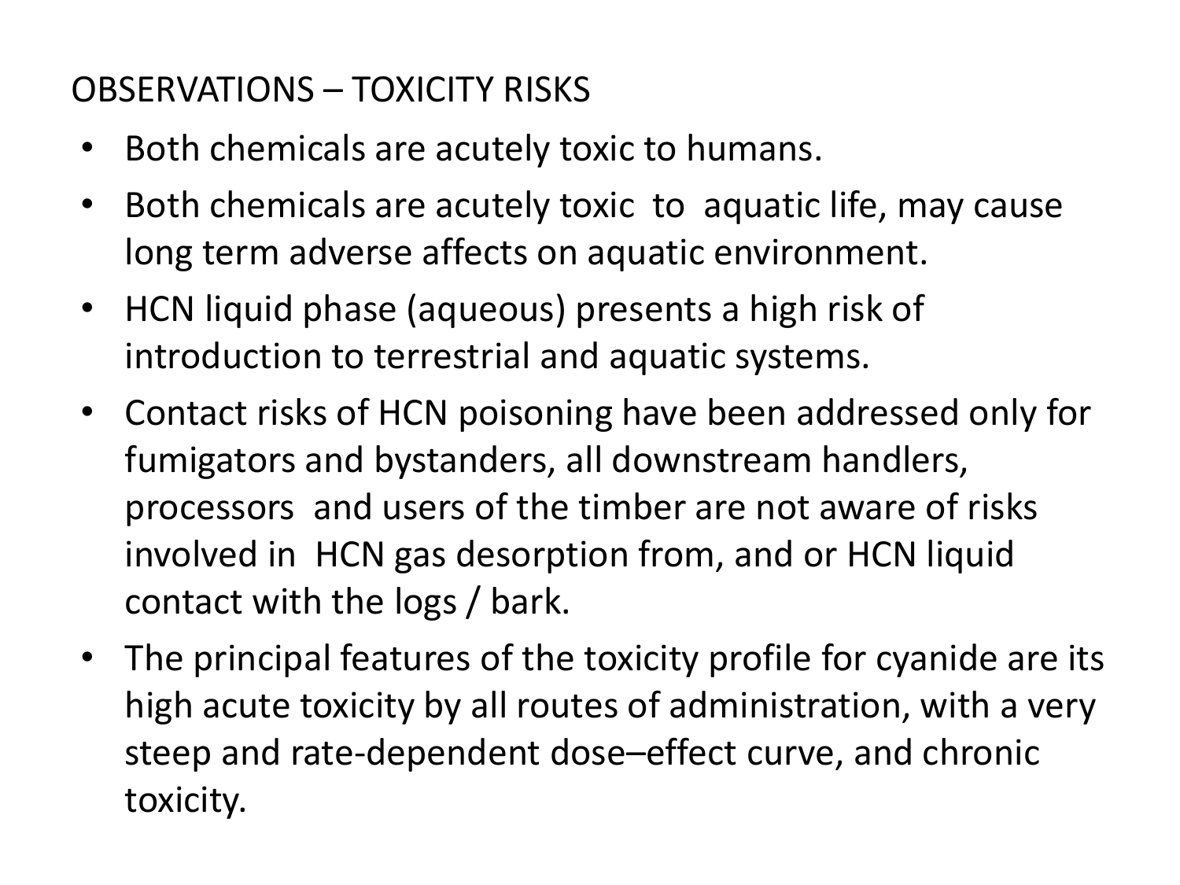## OBSERVATIONS – TOXICITY RISKS

- Both chemicals are acutely toxic to humans.
- Both chemicals are acutely toxic to aquatic life, may cause long term adverse affects on aquatic environment.
- HCN liquid phase (aqueous) presents a high risk of introduction to terrestrial and aquatic systems.
- Contact risks of HCN poisoning have been addressed only for fumigators and bystanders, all downstream handlers, processors and users of the timber are not aware of risks involved in HCN gas desorption from, and or HCN liquid contact with the logs / bark.
- The principal features of the toxicity profile for cyanide are its high acute toxicity by all routes of administration, with a very steep and rate-dependent dose–effect curve, and chronic toxicity.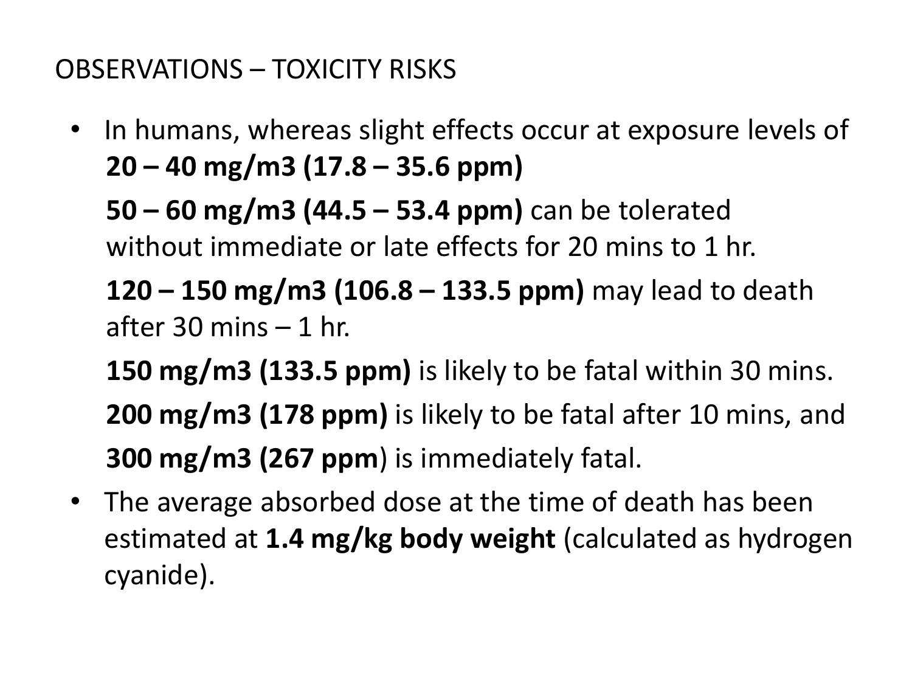## OBSERVATIONS – TOXICITY RISKS

- In humans, whereas slight effects occur at exposure levels of **20 – 40 mg/m3 (17.8 – 35.6 ppm)**

  **50 – 60 mg/m3 (44.5 – 53.4 ppm)** can be tolerated without immediate or late effects for 20 mins to 1 hr.

  **120 – 150 mg/m3 (106.8 – 133.5 ppm)** may lead to death after 30 mins – 1 hr.

  **150 mg/m3 (133.5 ppm)** is likely to be fatal within 30 mins.

  **200 mg/m3 (178 ppm)** is likely to be fatal after 10 mins, and

  **300 mg/m3 (267 ppm**) is immediately fatal.
- The average absorbed dose at the time of death has been estimated at **1.4 mg/kg body weight** (calculated as hydrogen cyanide).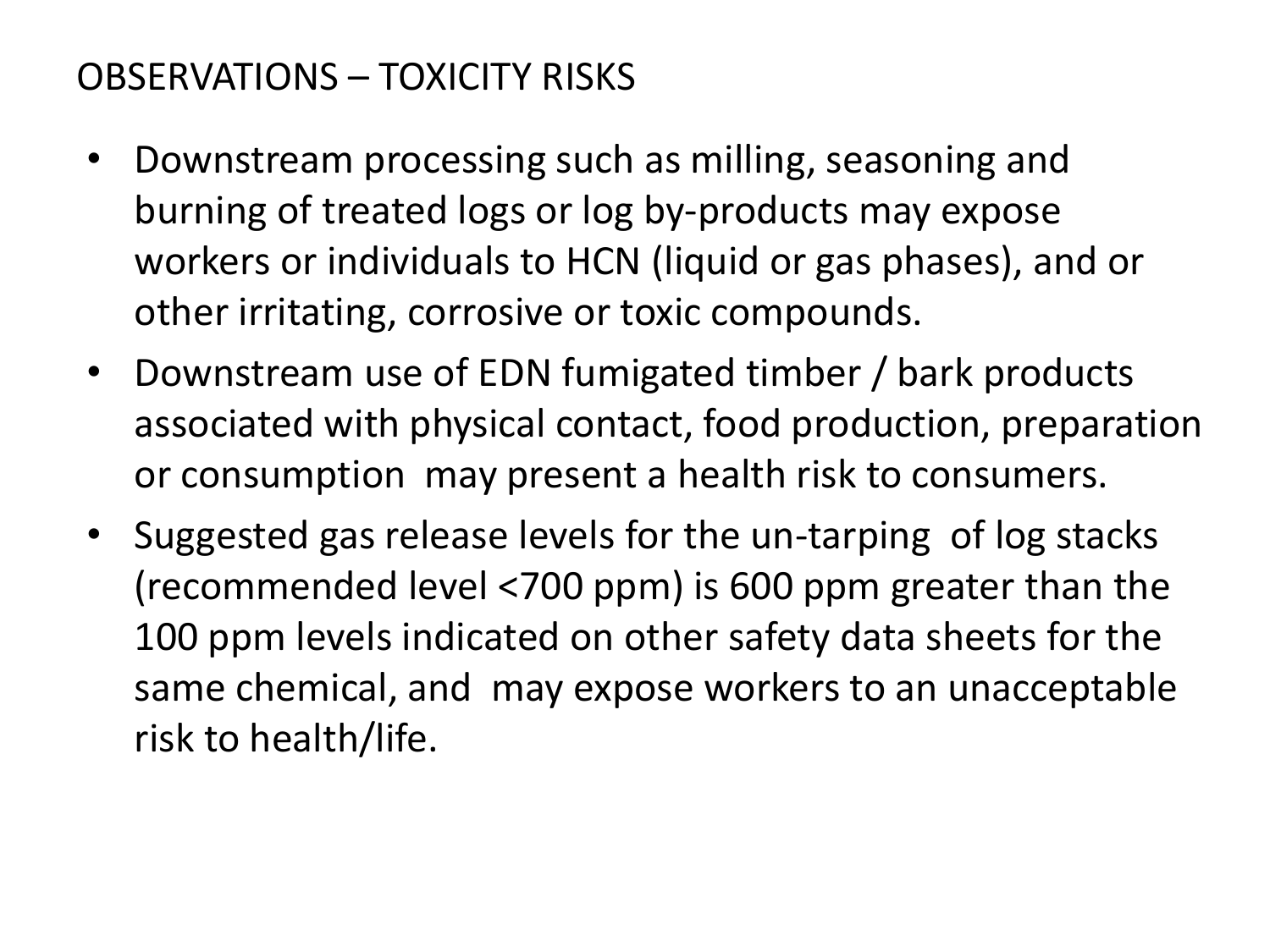## OBSERVATIONS – TOXICITY RISKS

- Downstream processing such as milling, seasoning and burning of treated logs or log by-products may expose workers or individuals to HCN (liquid or gas phases), and or other irritating, corrosive or toxic compounds.
- Downstream use of EDN fumigated timber / bark products associated with physical contact, food production, preparation or consumption may present a health risk to consumers.
- Suggested gas release levels for the un-tarping of log stacks (recommended level <700 ppm) is 600 ppm greater than the 100 ppm levels indicated on other safety data sheets for the same chemical, and may expose workers to an unacceptable risk to health/life.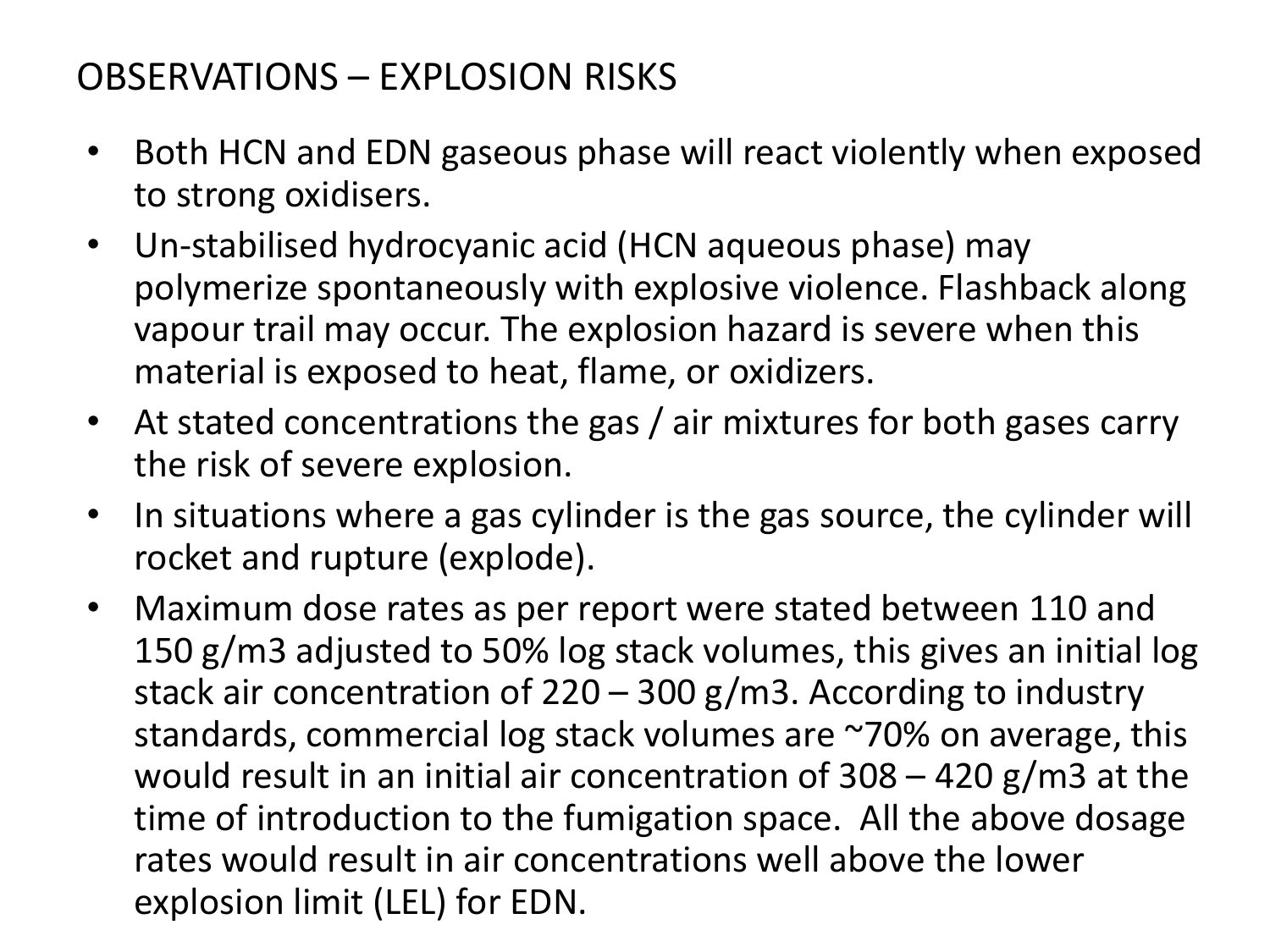# OBSERVATIONS – EXPLOSION RISKS

- Both HCN and EDN gaseous phase will react violently when exposed to strong oxidisers.
- Un-stabilised hydrocyanic acid (HCN aqueous phase) may polymerize spontaneously with explosive violence. Flashback along vapour trail may occur. The explosion hazard is severe when this material is exposed to heat, flame, or oxidizers.
- At stated concentrations the gas / air mixtures for both gases carry the risk of severe explosion.
- In situations where a gas cylinder is the gas source, the cylinder will rocket and rupture (explode).
- Maximum dose rates as per report were stated between 110 and 150 g/m3 adjusted to 50% log stack volumes, this gives an initial log stack air concentration of 220 – 300 g/m3. According to industry standards, commercial log stack volumes are ~70% on average, this would result in an initial air concentration of 308 – 420 g/m3 at the time of introduction to the fumigation space. All the above dosage rates would result in air concentrations well above the lower explosion limit (LEL) for EDN.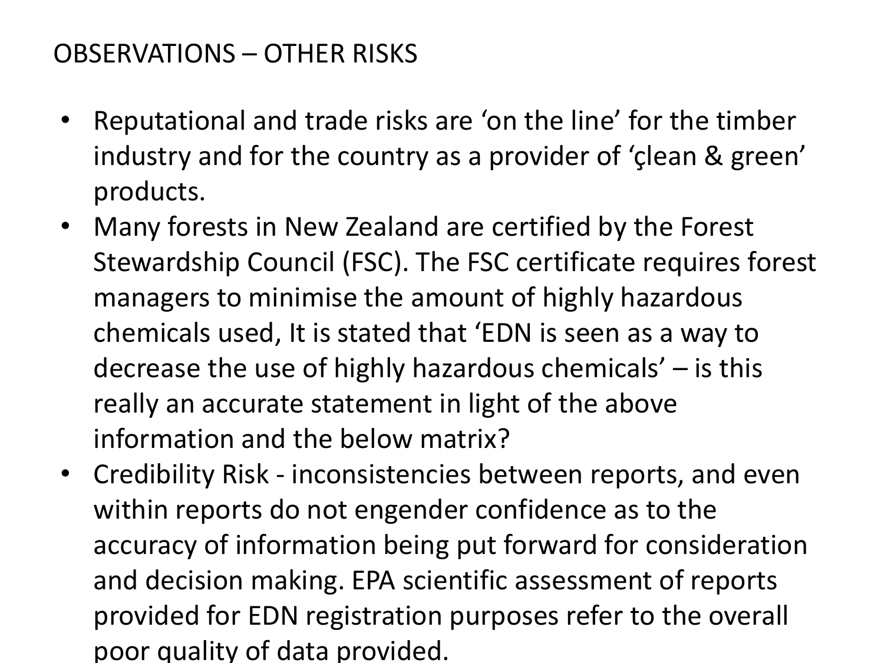# OBSERVATIONS – OTHER RISKS

- Reputational and trade risks are ‘on the line’ for the timber industry and for the country as a provider of ‘çlean & green’ products.
- Many forests in New Zealand are certified by the Forest Stewardship Council (FSC). The FSC certificate requires forest managers to minimise the amount of highly hazardous chemicals used, It is stated that ‘EDN is seen as a way to decrease the use of highly hazardous chemicals’ – is this really an accurate statement in light of the above information and the below matrix?
- Credibility Risk - inconsistencies between reports, and even within reports do not engender confidence as to the accuracy of information being put forward for consideration and decision making. EPA scientific assessment of reports provided for EDN registration purposes refer to the overall poor quality of data provided.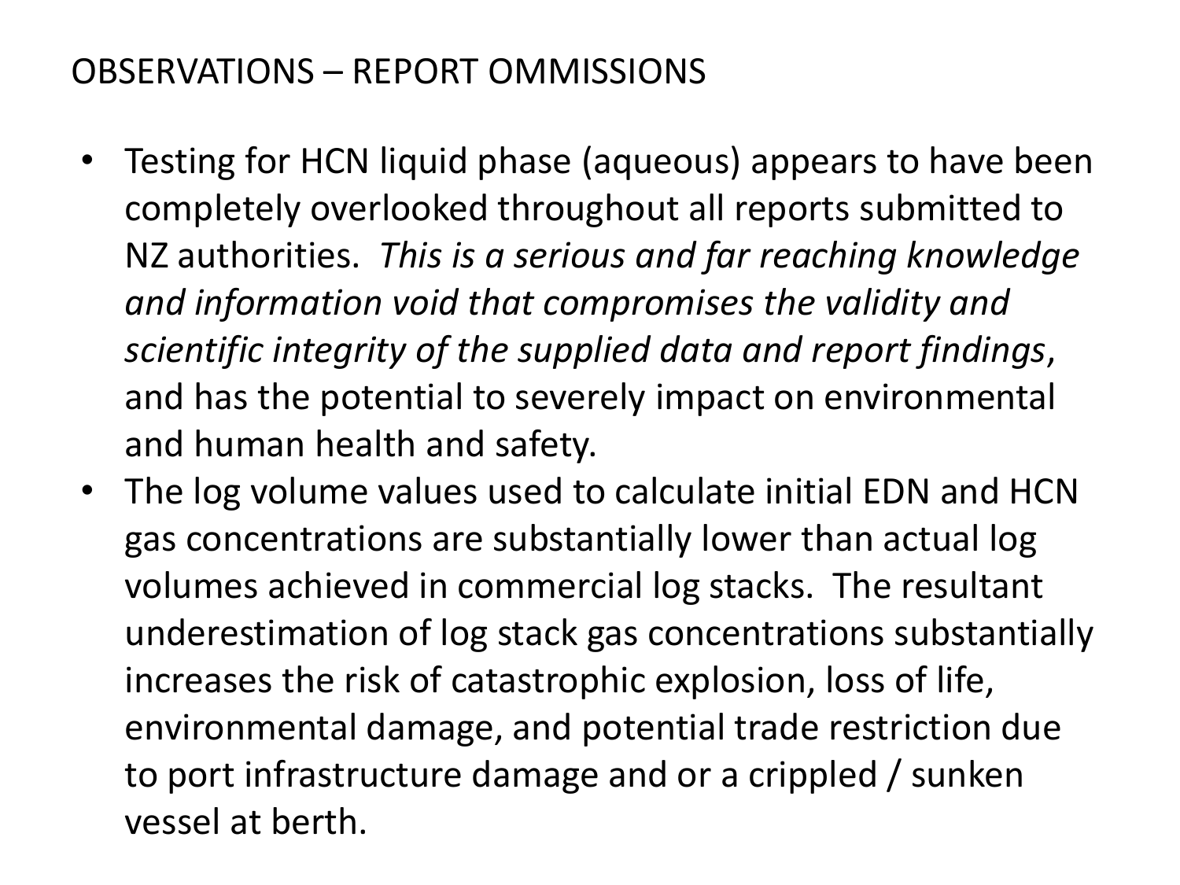# OBSERVATIONS – REPORT OMMISSIONS

- Testing for HCN liquid phase (aqueous) appears to have been completely overlooked throughout all reports submitted to NZ authorities. *This is a serious and far reaching knowledge and information void that compromises the validity and scientific integrity of the supplied data and report findings*, and has the potential to severely impact on environmental and human health and safety.
- The log volume values used to calculate initial EDN and HCN gas concentrations are substantially lower than actual log volumes achieved in commercial log stacks. The resultant underestimation of log stack gas concentrations substantially increases the risk of catastrophic explosion, loss of life, environmental damage, and potential trade restriction due to port infrastructure damage and or a crippled / sunken vessel at berth.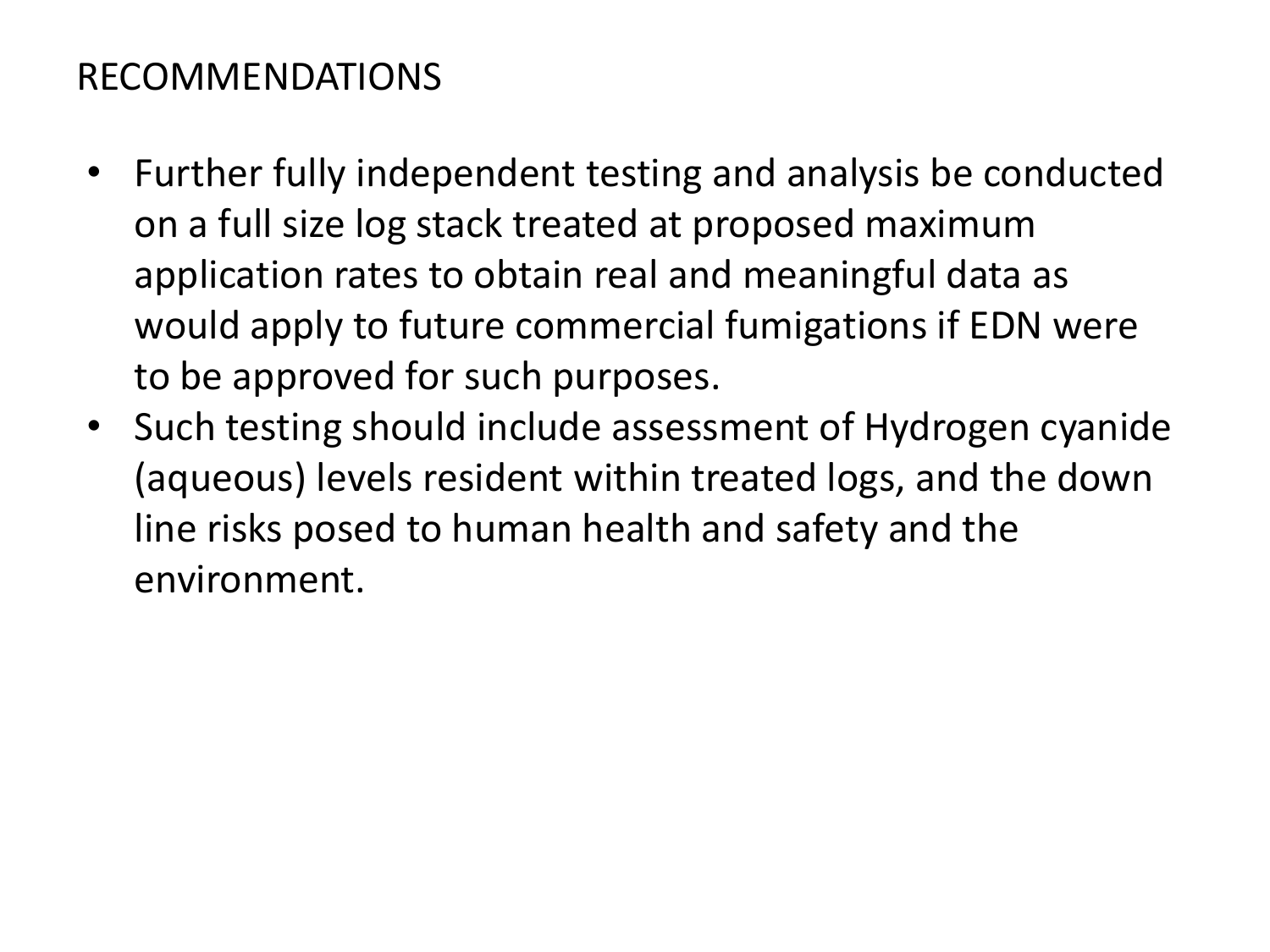# RECOMMENDATIONS

- Further fully independent testing and analysis be conducted on a full size log stack treated at proposed maximum application rates to obtain real and meaningful data as would apply to future commercial fumigations if EDN were to be approved for such purposes.
- Such testing should include assessment of Hydrogen cyanide (aqueous) levels resident within treated logs, and the down line risks posed to human health and safety and the environment.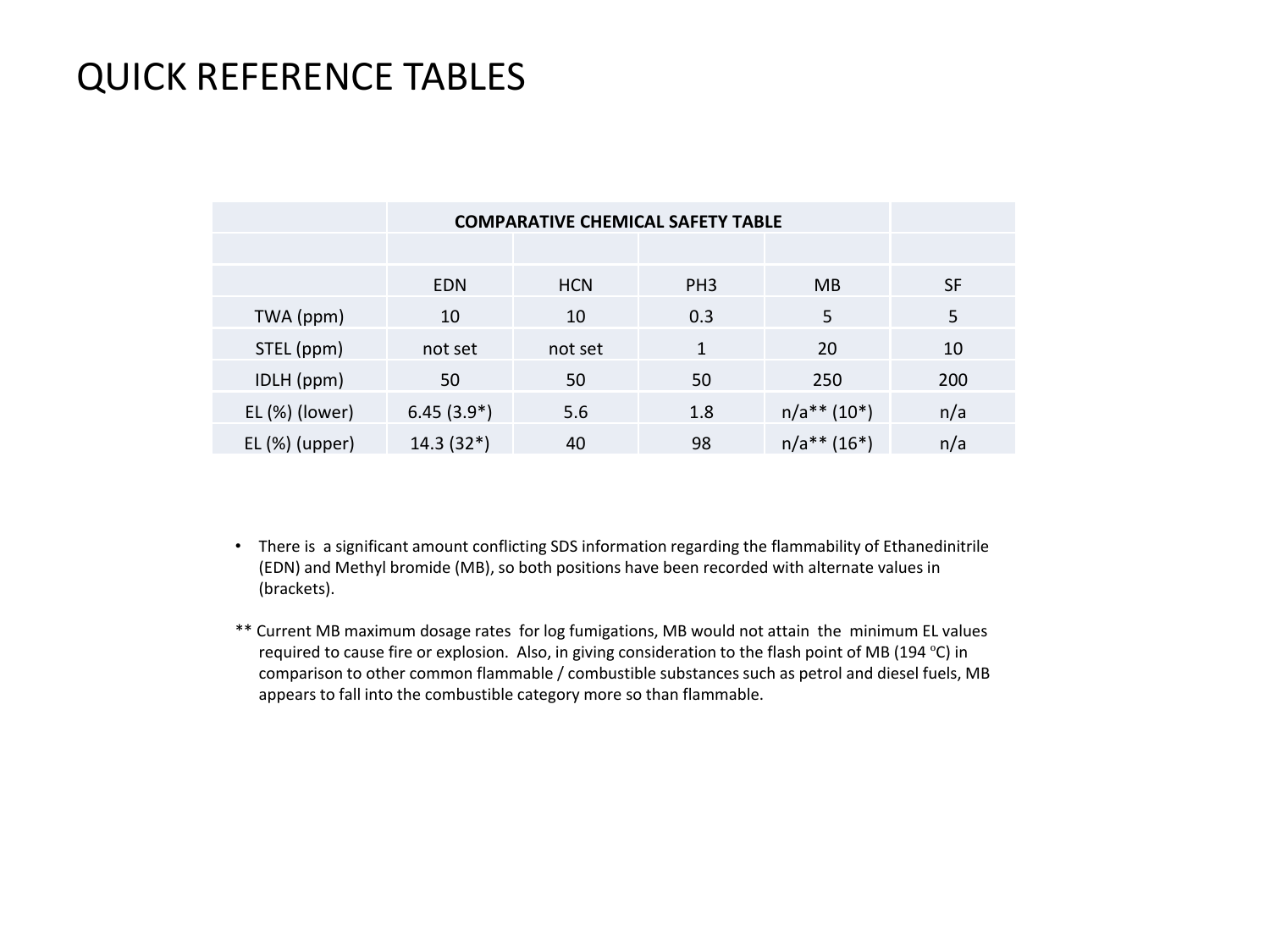# QUICK REFERENCE TABLES

| | COMPARATIVE CHEMICAL SAFETY TABLE | | | | |
|---|---|---|---|---|---|
| | | | | | |
| | EDN | HCN | PH3 | MB | SF |
| TWA (ppm) | 10 | 10 | 0.3 | 5 | 5 |
| STEL (ppm) | not set | not set | 1 | 20 | 10 |
| IDLH (ppm) | 50 | 50 | 50 | 250 | 200 |
| EL (%) (lower) | 6.45 (3.9*) | 5.6 | 1.8 | n/a** (10*) | n/a |
| EL (%) (upper) | 14.3 (32*) | 40 | 98 | n/a** (16*) | n/a |

- There is a significant amount conflicting SDS information regarding the flammability of Ethanedinitrile (EDN) and Methyl bromide (MB), so both positions have been recorded with alternate values in (brackets).

** Current MB maximum dosage rates for log fumigations, MB would not attain the minimum EL values required to cause fire or explosion. Also, in giving consideration to the flash point of MB (194 $^{o}$C) in comparison to other common flammable / combustible substances such as petrol and diesel fuels, MB appears to fall into the combustible category more so than flammable.